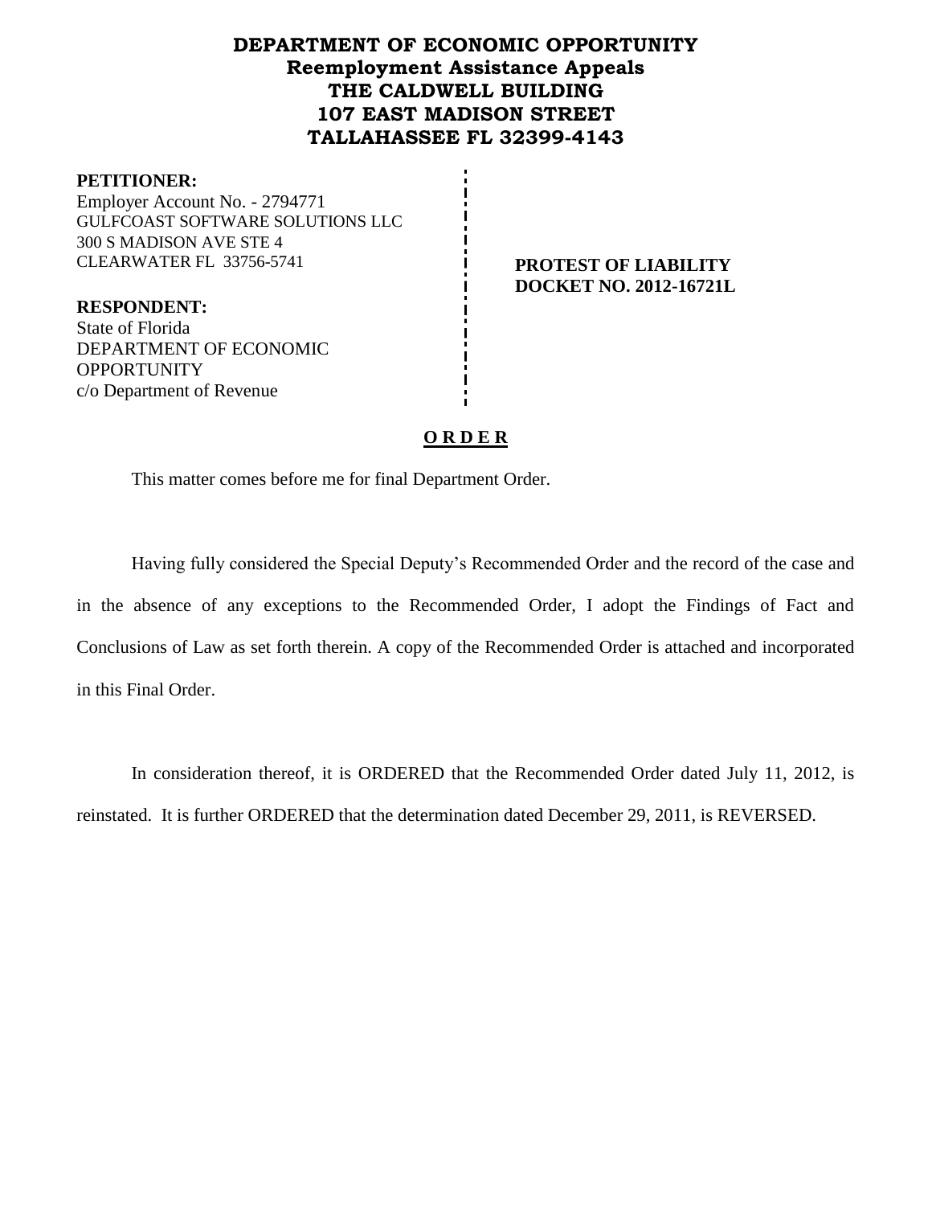# DEPARTMENT OF ECONOMIC OPPORTUNITY
## Reemployment Assistance Appeals
## THE CALDWELL BUILDING
## 107 EAST MADISON STREET
## TALLAHASSEE FL 32399-4143

**PETITIONER:**
Employer Account No. - 2794771
GULFCOAST SOFTWARE SOLUTIONS LLC
300 S MADISON AVE STE 4
CLEARWATER FL 33756-5741

**PROTEST OF LIABILITY**
**DOCKET NO. 2012-16721L**

**RESPONDENT:**
State of Florida
DEPARTMENT OF ECONOMIC OPPORTUNITY
c/o Department of Revenue

**O R D E R**

This matter comes before me for final Department Order.

Having fully considered the Special Deputy's Recommended Order and the record of the case and in the absence of any exceptions to the Recommended Order, I adopt the Findings of Fact and Conclusions of Law as set forth therein. A copy of the Recommended Order is attached and incorporated in this Final Order.

In consideration thereof, it is ORDERED that the Recommended Order dated July 11, 2012, is reinstated. It is further ORDERED that the determination dated December 29, 2011, is REVERSED.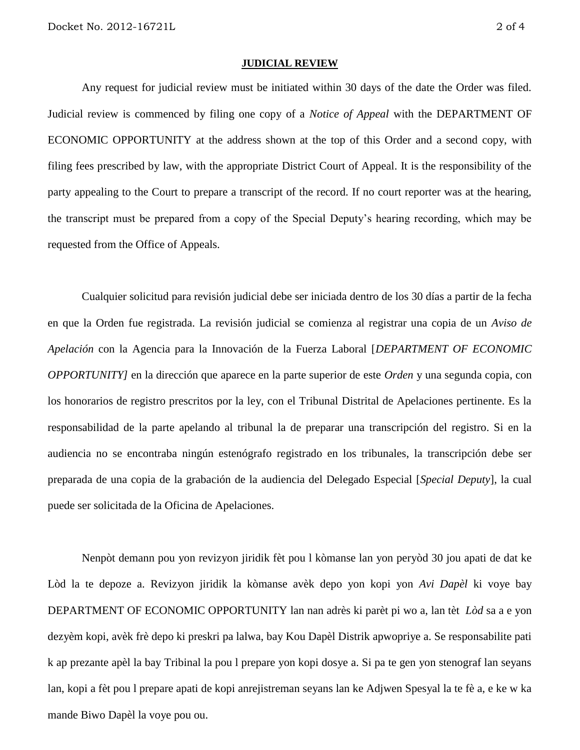**JUDICIAL REVIEW**

Any request for judicial review must be initiated within 30 days of the date the Order was filed. Judicial review is commenced by filing one copy of a *Notice of Appeal* with the DEPARTMENT OF ECONOMIC OPPORTUNITY at the address shown at the top of this Order and a second copy, with filing fees prescribed by law, with the appropriate District Court of Appeal. It is the responsibility of the party appealing to the Court to prepare a transcript of the record. If no court reporter was at the hearing, the transcript must be prepared from a copy of the Special Deputy's hearing recording, which may be requested from the Office of Appeals.

Cualquier solicitud para revisión judicial debe ser iniciada dentro de los 30 días a partir de la fecha en que la Orden fue registrada. La revisión judicial se comienza al registrar una copia de un *Aviso de Apelación* con la Agencia para la Innovación de la Fuerza Laboral [*DEPARTMENT OF ECONOMIC OPPORTUNITY]* en la dirección que aparece en la parte superior de este *Orden* y una segunda copia, con los honorarios de registro prescritos por la ley, con el Tribunal Distrital de Apelaciones pertinente. Es la responsabilidad de la parte apelando al tribunal la de preparar una transcripción del registro. Si en la audiencia no se encontraba ningún estenógrafo registrado en los tribunales, la transcripción debe ser preparada de una copia de la grabación de la audiencia del Delegado Especial [*Special Deputy*], la cual puede ser solicitada de la Oficina de Apelaciones.

Nenpòt demann pou yon revizyon jiridik fèt pou l kòmanse lan yon peryòd 30 jou apati de dat ke Lòd la te depoze a. Revizyon jiridik la kòmanse avèk depo yon kopi yon *Avi Dapèl* ki voye bay DEPARTMENT OF ECONOMIC OPPORTUNITY lan nan adrès ki parèt pi wo a, lan tèt *Lòd* sa a e yon dezyèm kopi, avèk frè depo ki preskri pa lalwa, bay Kou Dapèl Distrik apwopriye a. Se responsabilite pati k ap prezante apèl la bay Tribinal la pou l prepare yon kopi dosye a. Si pa te gen yon stenograf lan seyans lan, kopi a fèt pou l prepare apati de kopi anrejistreman seyans lan ke Adjwen Spesyal la te fè a, e ke w ka mande Biwo Dapèl la voye pou ou.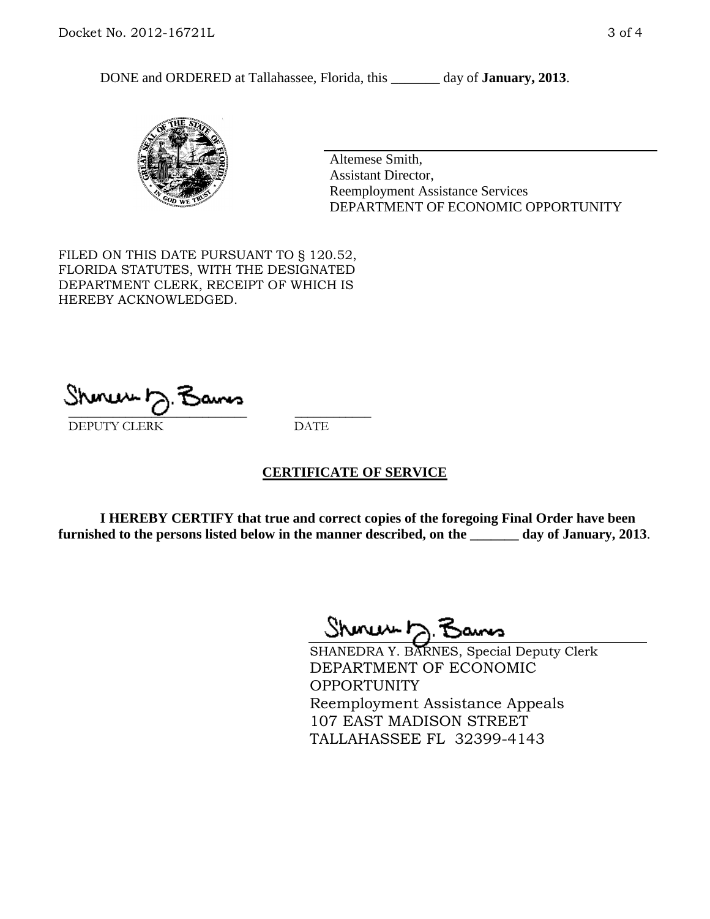DONE and ORDERED at Tallahassee, Florida, this _______ day of **January, 2013**.

Altemese Smith,
Assistant Director,
Reemployment Assistance Services
DEPARTMENT OF ECONOMIC OPPORTUNITY

FILED ON THIS DATE PURSUANT TO § 120.52, FLORIDA STATUTES, WITH THE DESIGNATED DEPARTMENT CLERK, RECEIPT OF WHICH IS HEREBY ACKNOWLEDGED.

___________________________ ___________
DEPUTY CLERK DATE

## CERTIFICATE OF SERVICE

**I HEREBY CERTIFY that true and correct copies of the foregoing Final Order have been furnished to the persons listed below in the manner described, on the _______ day of January, 2013**.

SHANEDRA Y. BARNES, Special Deputy Clerk
DEPARTMENT OF ECONOMIC OPPORTUNITY
Reemployment Assistance Appeals
107 EAST MADISON STREET
TALLAHASSEE FL 32399-4143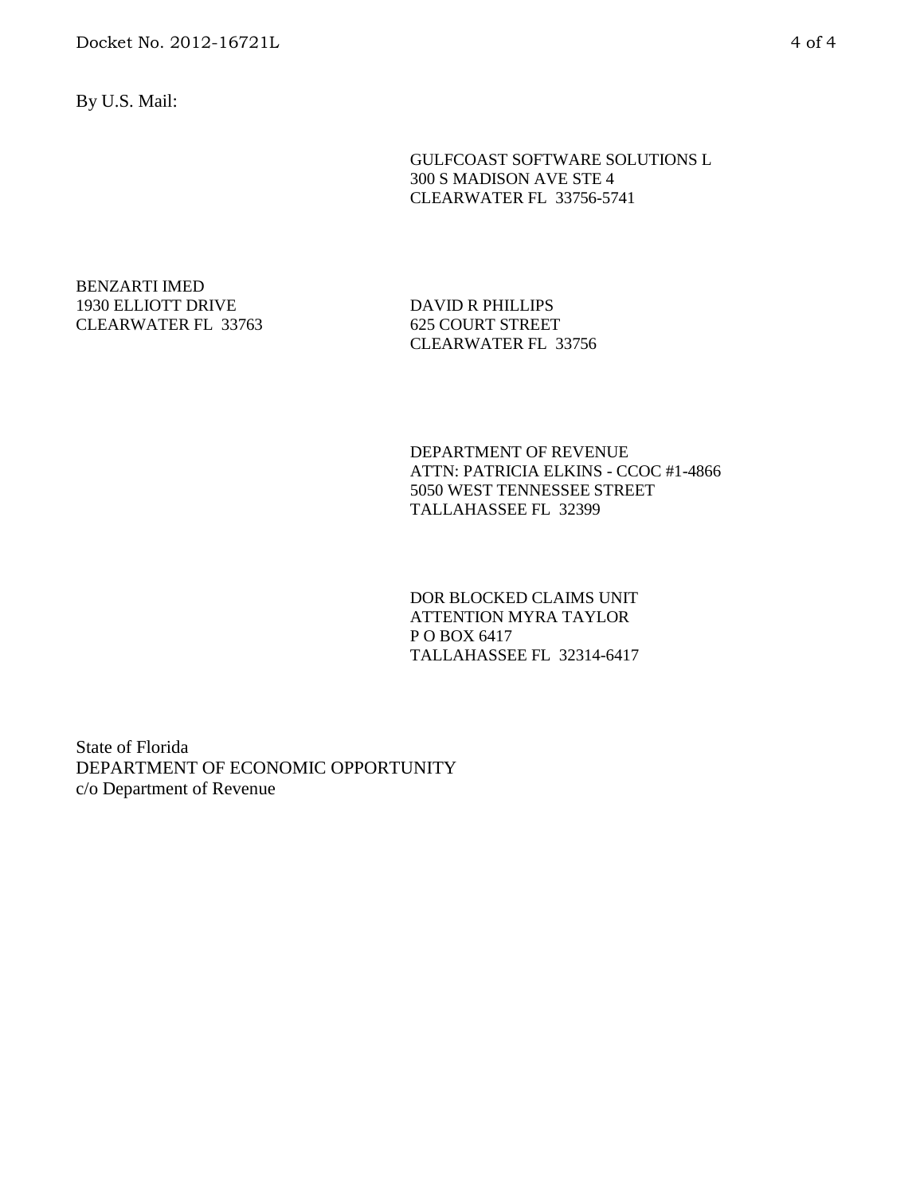By U.S. Mail:

GULFCOAST SOFTWARE SOLUTIONS L
300 S MADISON AVE STE 4
CLEARWATER FL 33756-5741

BENZARTI IMED
1930 ELLIOTT DRIVE
CLEARWATER FL 33763

DAVID R PHILLIPS
625 COURT STREET
CLEARWATER FL 33756

DEPARTMENT OF REVENUE
ATTN: PATRICIA ELKINS - CCOC #1-4866
5050 WEST TENNESSEE STREET
TALLAHASSEE FL 32399

DOR BLOCKED CLAIMS UNIT
ATTENTION MYRA TAYLOR
P O BOX 6417
TALLAHASSEE FL 32314-6417

State of Florida
DEPARTMENT OF ECONOMIC OPPORTUNITY
c/o Department of Revenue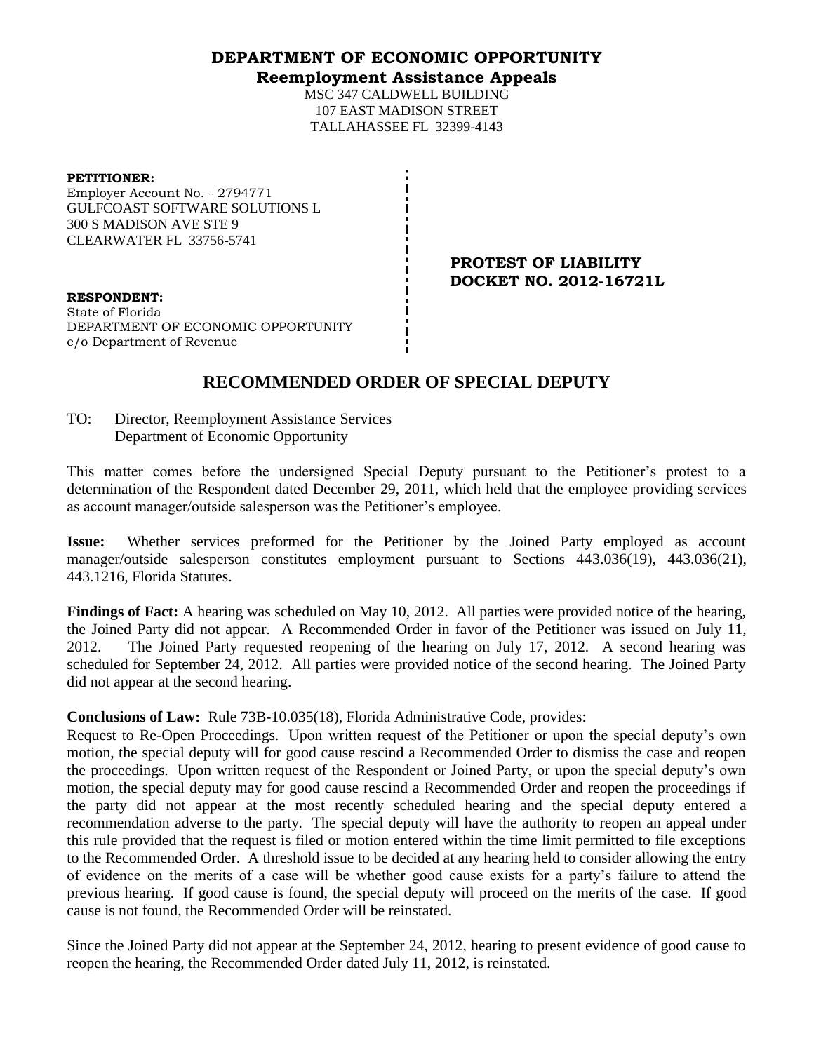# DEPARTMENT OF ECONOMIC OPPORTUNITY

## Reemployment Assistance Appeals

MSC 347 CALDWELL BUILDING
107 EAST MADISON STREET
TALLAHASSEE FL 32399-4143

**PETITIONER:**
Employer Account No. - 2794771
GULFCOAST SOFTWARE SOLUTIONS L
300 S MADISON AVE STE 9
CLEARWATER FL 33756-5741

**PROTEST OF LIABILITY**
**DOCKET NO. 2012-16721L**

**RESPONDENT:**
State of Florida
DEPARTMENT OF ECONOMIC OPPORTUNITY
c/o Department of Revenue

## RECOMMENDED ORDER OF SPECIAL DEPUTY

TO: Director, Reemployment Assistance Services
Department of Economic Opportunity

This matter comes before the undersigned Special Deputy pursuant to the Petitioner's protest to a determination of the Respondent dated December 29, 2011, which held that the employee providing services as account manager/outside salesperson was the Petitioner's employee.

**Issue:** Whether services preformed for the Petitioner by the Joined Party employed as account manager/outside salesperson constitutes employment pursuant to Sections 443.036(19), 443.036(21), 443.1216, Florida Statutes.

**Findings of Fact:** A hearing was scheduled on May 10, 2012. All parties were provided notice of the hearing, the Joined Party did not appear. A Recommended Order in favor of the Petitioner was issued on July 11, 2012. The Joined Party requested reopening of the hearing on July 17, 2012. A second hearing was scheduled for September 24, 2012. All parties were provided notice of the second hearing. The Joined Party did not appear at the second hearing.

**Conclusions of Law:** Rule 73B-10.035(18), Florida Administrative Code, provides:
Request to Re-Open Proceedings. Upon written request of the Petitioner or upon the special deputy's own motion, the special deputy will for good cause rescind a Recommended Order to dismiss the case and reopen the proceedings. Upon written request of the Respondent or Joined Party, or upon the special deputy's own motion, the special deputy may for good cause rescind a Recommended Order and reopen the proceedings if the party did not appear at the most recently scheduled hearing and the special deputy entered a recommendation adverse to the party. The special deputy will have the authority to reopen an appeal under this rule provided that the request is filed or motion entered within the time limit permitted to file exceptions to the Recommended Order. A threshold issue to be decided at any hearing held to consider allowing the entry of evidence on the merits of a case will be whether good cause exists for a party's failure to attend the previous hearing. If good cause is found, the special deputy will proceed on the merits of the case. If good cause is not found, the Recommended Order will be reinstated.

Since the Joined Party did not appear at the September 24, 2012, hearing to present evidence of good cause to reopen the hearing, the Recommended Order dated July 11, 2012, is reinstated.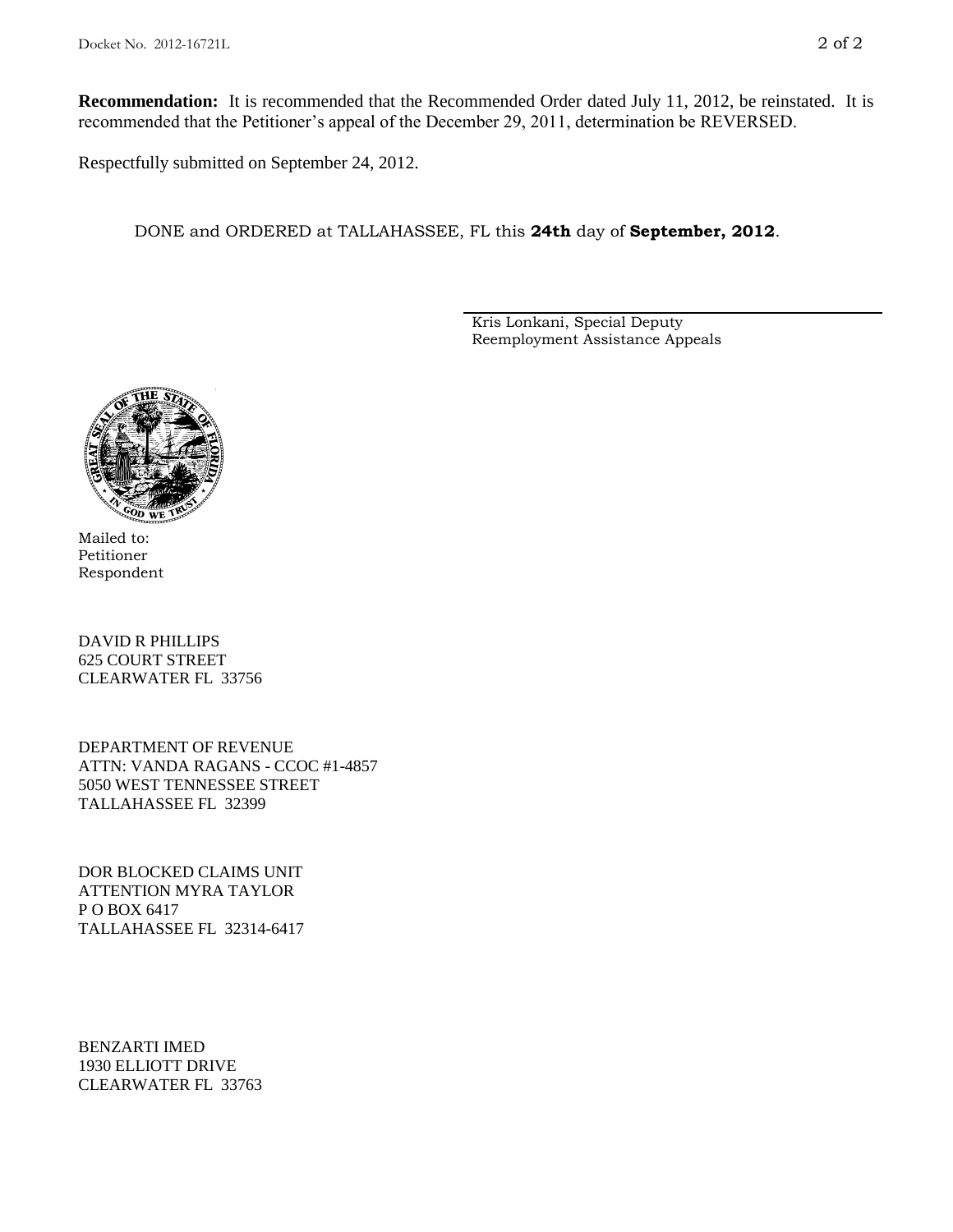**Recommendation:** It is recommended that the Recommended Order dated July 11, 2012, be reinstated. It is recommended that the Petitioner's appeal of the December 29, 2011, determination be REVERSED.

Respectfully submitted on September 24, 2012.

DONE and ORDERED at TALLAHASSEE, FL this **24th** day of **September, 2012**.

Kris Lonkani, Special Deputy
Reemployment Assistance Appeals

Mailed to:
Petitioner
Respondent

DAVID R PHILLIPS
625 COURT STREET
CLEARWATER FL 33756

DEPARTMENT OF REVENUE
ATTN: VANDA RAGANS - CCOC #1-4857
5050 WEST TENNESSEE STREET
TALLAHASSEE FL 32399

DOR BLOCKED CLAIMS UNIT
ATTENTION MYRA TAYLOR
P O BOX 6417
TALLAHASSEE FL 32314-6417

BENZARTI IMED
1930 ELLIOTT DRIVE
CLEARWATER FL 33763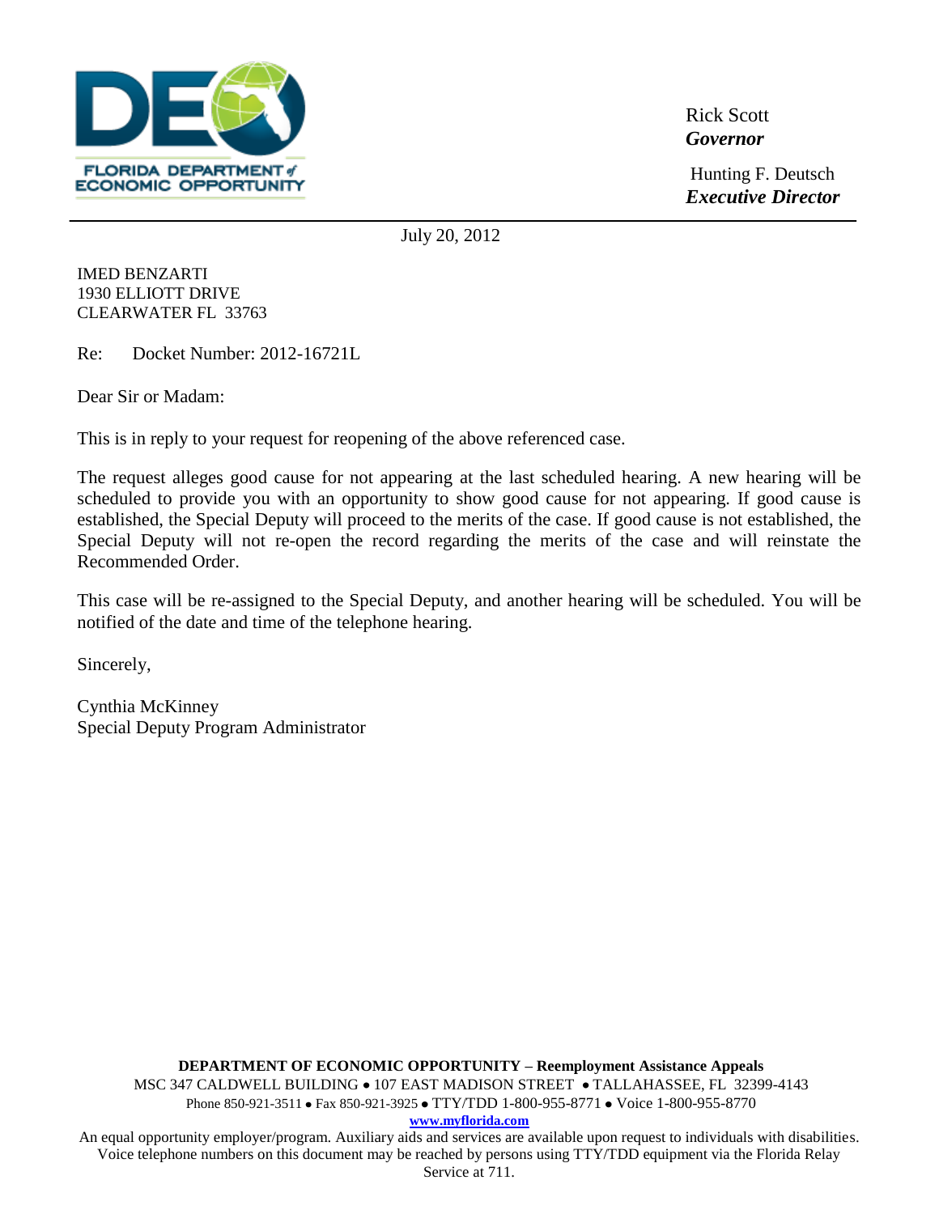FLORIDA DEPARTMENT of ECONOMIC OPPORTUNITY

Rick Scott
***Governor***

Hunting F. Deutsch
***Executive Director***

---

July 20, 2012

IMED BENZARTI
1930 ELLIOTT DRIVE
CLEARWATER FL 33763

Re: Docket Number: 2012-16721L

Dear Sir or Madam:

This is in reply to your request for reopening of the above referenced case.

The request alleges good cause for not appearing at the last scheduled hearing. A new hearing will be scheduled to provide you with an opportunity to show good cause for not appearing. If good cause is established, the Special Deputy will proceed to the merits of the case. If good cause is not established, the Special Deputy will not re-open the record regarding the merits of the case and will reinstate the Recommended Order.

This case will be re-assigned to the Special Deputy, and another hearing will be scheduled. You will be notified of the date and time of the telephone hearing.

Sincerely,

Cynthia McKinney
Special Deputy Program Administrator

**DEPARTMENT OF ECONOMIC OPPORTUNITY – Reemployment Assistance Appeals**
MSC 347 CALDWELL BUILDING • 107 EAST MADISON STREET • TALLAHASSEE, FL 32399-4143
Phone 850-921-3511 • Fax 850-921-3925 • TTY/TDD 1-800-955-8771 • Voice 1-800-955-8770
**www.myflorida.com**
An equal opportunity employer/program. Auxiliary aids and services are available upon request to individuals with disabilities. Voice telephone numbers on this document may be reached by persons using TTY/TDD equipment via the Florida Relay Service at 711.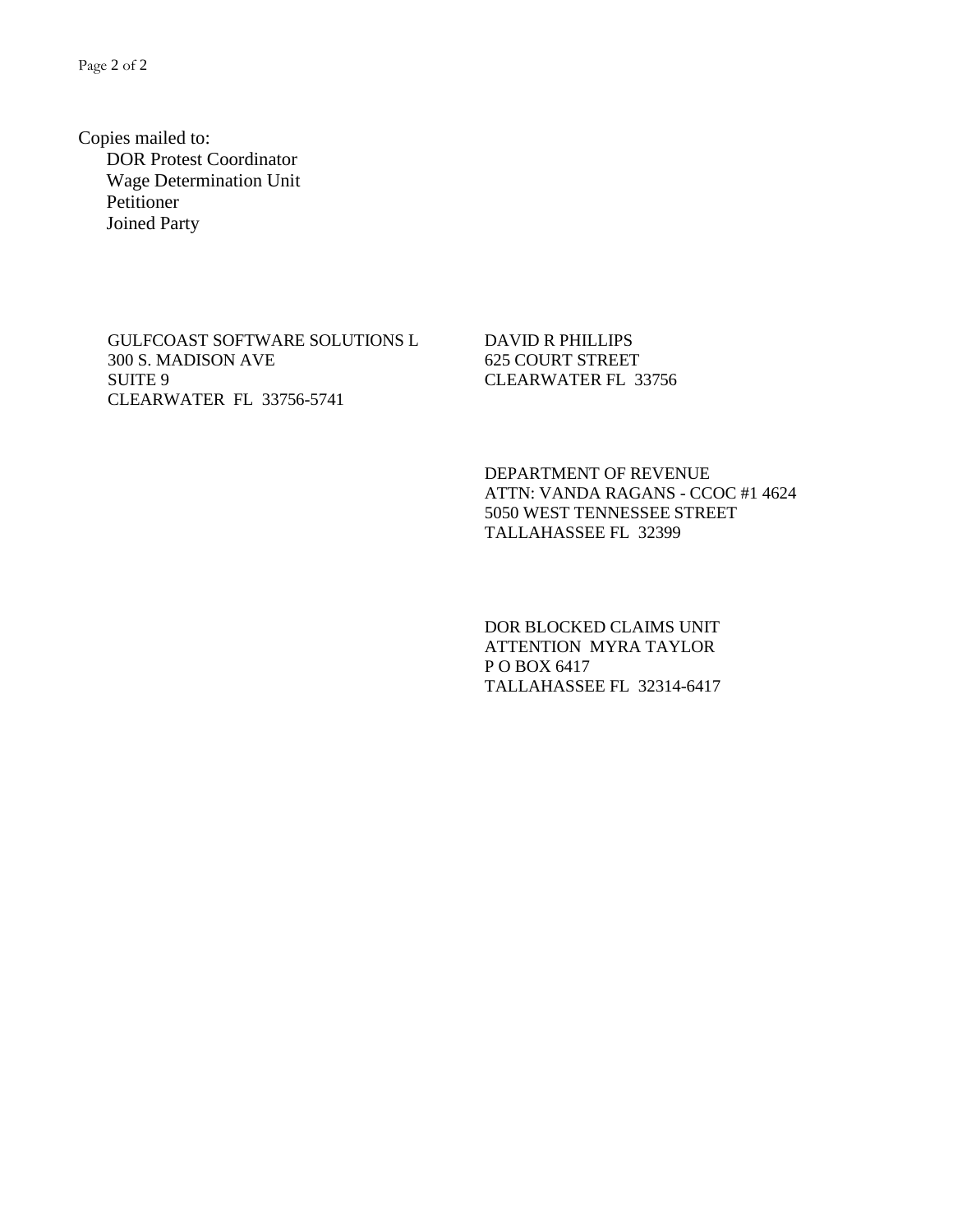Copies mailed to:

- DOR Protest Coordinator
- Wage Determination Unit
- Petitioner
- Joined Party

GULFCOAST SOFTWARE SOLUTIONS L
300 S. MADISON AVE
SUITE 9
CLEARWATER FL 33756-5741

DAVID R PHILLIPS
625 COURT STREET
CLEARWATER FL 33756

DEPARTMENT OF REVENUE
ATTN: VANDA RAGANS - CCOC #1 4624
5050 WEST TENNESSEE STREET
TALLAHASSEE FL 32399

DOR BLOCKED CLAIMS UNIT
ATTENTION MYRA TAYLOR
P O BOX 6417
TALLAHASSEE FL 32314-6417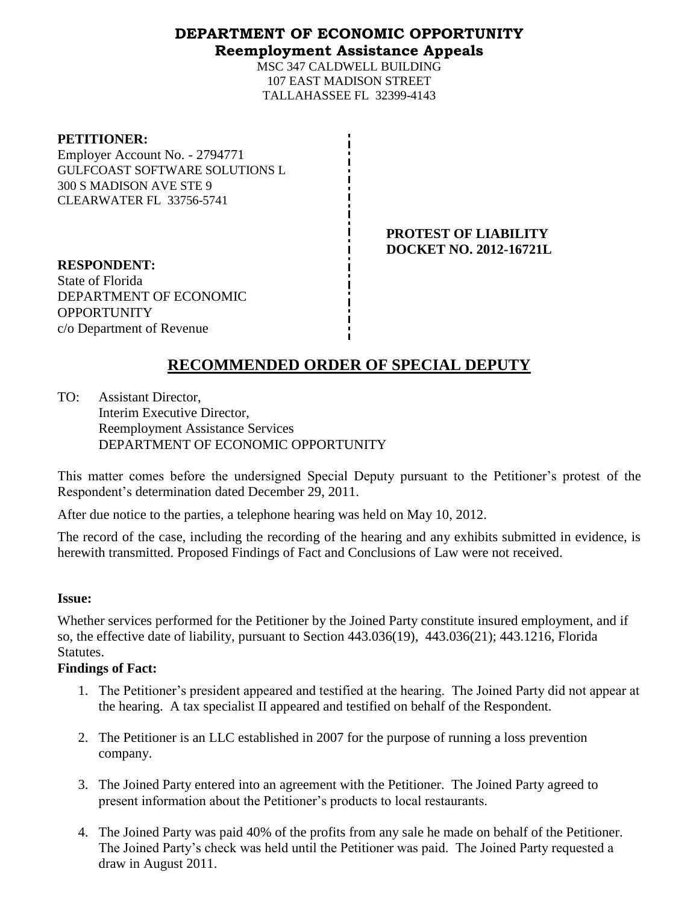# DEPARTMENT OF ECONOMIC OPPORTUNITY
## Reemployment Assistance Appeals

MSC 347 CALDWELL BUILDING
107 EAST MADISON STREET
TALLAHASSEE FL 32399-4143

**PETITIONER:**
Employer Account No. - 2794771
GULFCOAST SOFTWARE SOLUTIONS L
300 S MADISON AVE STE 9
CLEARWATER FL 33756-5741

**PROTEST OF LIABILITY**
**DOCKET NO. 2012-16721L**

**RESPONDENT:**
State of Florida
DEPARTMENT OF ECONOMIC OPPORTUNITY
c/o Department of Revenue

# RECOMMENDED ORDER OF SPECIAL DEPUTY

TO: Assistant Director,
Interim Executive Director,
Reemployment Assistance Services
DEPARTMENT OF ECONOMIC OPPORTUNITY

This matter comes before the undersigned Special Deputy pursuant to the Petitioner's protest of the Respondent's determination dated December 29, 2011.

After due notice to the parties, a telephone hearing was held on May 10, 2012.

The record of the case, including the recording of the hearing and any exhibits submitted in evidence, is herewith transmitted. Proposed Findings of Fact and Conclusions of Law were not received.

**Issue:**

Whether services performed for the Petitioner by the Joined Party constitute insured employment, and if so, the effective date of liability, pursuant to Section 443.036(19), 443.036(21); 443.1216, Florida Statutes.

**Findings of Fact:**

1. The Petitioner's president appeared and testified at the hearing. The Joined Party did not appear at the hearing. A tax specialist II appeared and testified on behalf of the Respondent.
2. The Petitioner is an LLC established in 2007 for the purpose of running a loss prevention company.
3. The Joined Party entered into an agreement with the Petitioner. The Joined Party agreed to present information about the Petitioner's products to local restaurants.
4. The Joined Party was paid 40% of the profits from any sale he made on behalf of the Petitioner. The Joined Party's check was held until the Petitioner was paid. The Joined Party requested a draw in August 2011.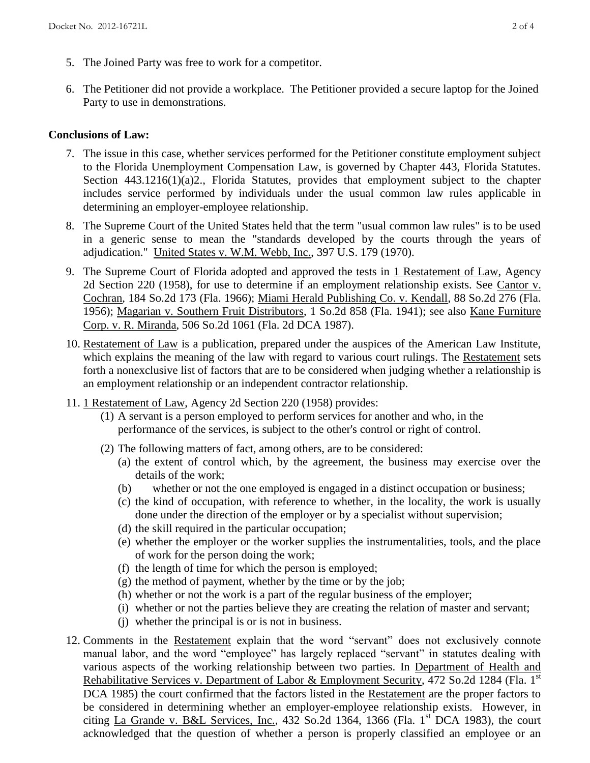5. The Joined Party was free to work for a competitor.

6. The Petitioner did not provide a workplace. The Petitioner provided a secure laptop for the Joined Party to use in demonstrations.

**Conclusions of Law:**

7. The issue in this case, whether services performed for the Petitioner constitute employment subject to the Florida Unemployment Compensation Law, is governed by Chapter 443, Florida Statutes. Section 443.1216(1)(a)2., Florida Statutes, provides that employment subject to the chapter includes service performed by individuals under the usual common law rules applicable in determining an employer-employee relationship.

8. The Supreme Court of the United States held that the term "usual common law rules" is to be used in a generic sense to mean the "standards developed by the courts through the years of adjudication." United States v. W.M. Webb, Inc., 397 U.S. 179 (1970).

9. The Supreme Court of Florida adopted and approved the tests in 1 Restatement of Law, Agency 2d Section 220 (1958), for use to determine if an employment relationship exists. See Cantor v. Cochran, 184 So.2d 173 (Fla. 1966); Miami Herald Publishing Co. v. Kendall, 88 So.2d 276 (Fla. 1956); Magarian v. Southern Fruit Distributors, 1 So.2d 858 (Fla. 1941); see also Kane Furniture Corp. v. R. Miranda, 506 So.2d 1061 (Fla. 2d DCA 1987).

10. Restatement of Law is a publication, prepared under the auspices of the American Law Institute, which explains the meaning of the law with regard to various court rulings. The Restatement sets forth a nonexclusive list of factors that are to be considered when judging whether a relationship is an employment relationship or an independent contractor relationship.

11. 1 Restatement of Law, Agency 2d Section 220 (1958) provides:
    (1) A servant is a person employed to perform services for another and who, in the performance of the services, is subject to the other's control or right of control.
    (2) The following matters of fact, among others, are to be considered:
        (a) the extent of control which, by the agreement, the business may exercise over the details of the work;
        (b) whether or not the one employed is engaged in a distinct occupation or business;
        (c) the kind of occupation, with reference to whether, in the locality, the work is usually done under the direction of the employer or by a specialist without supervision;
        (d) the skill required in the particular occupation;
        (e) whether the employer or the worker supplies the instrumentalities, tools, and the place of work for the person doing the work;
        (f) the length of time for which the person is employed;
        (g) the method of payment, whether by the time or by the job;
        (h) whether or not the work is a part of the regular business of the employer;
        (i) whether or not the parties believe they are creating the relation of master and servant;
        (j) whether the principal is or is not in business.

12. Comments in the Restatement explain that the word "servant" does not exclusively connote manual labor, and the word "employee" has largely replaced "servant" in statutes dealing with various aspects of the working relationship between two parties. In Department of Health and Rehabilitative Services v. Department of Labor & Employment Security, 472 So.2d 1284 (Fla. 1st DCA 1985) the court confirmed that the factors listed in the Restatement are the proper factors to be considered in determining whether an employer-employee relationship exists. However, in citing La Grande v. B&L Services, Inc., 432 So.2d 1364, 1366 (Fla. 1st DCA 1983), the court acknowledged that the question of whether a person is properly classified an employee or an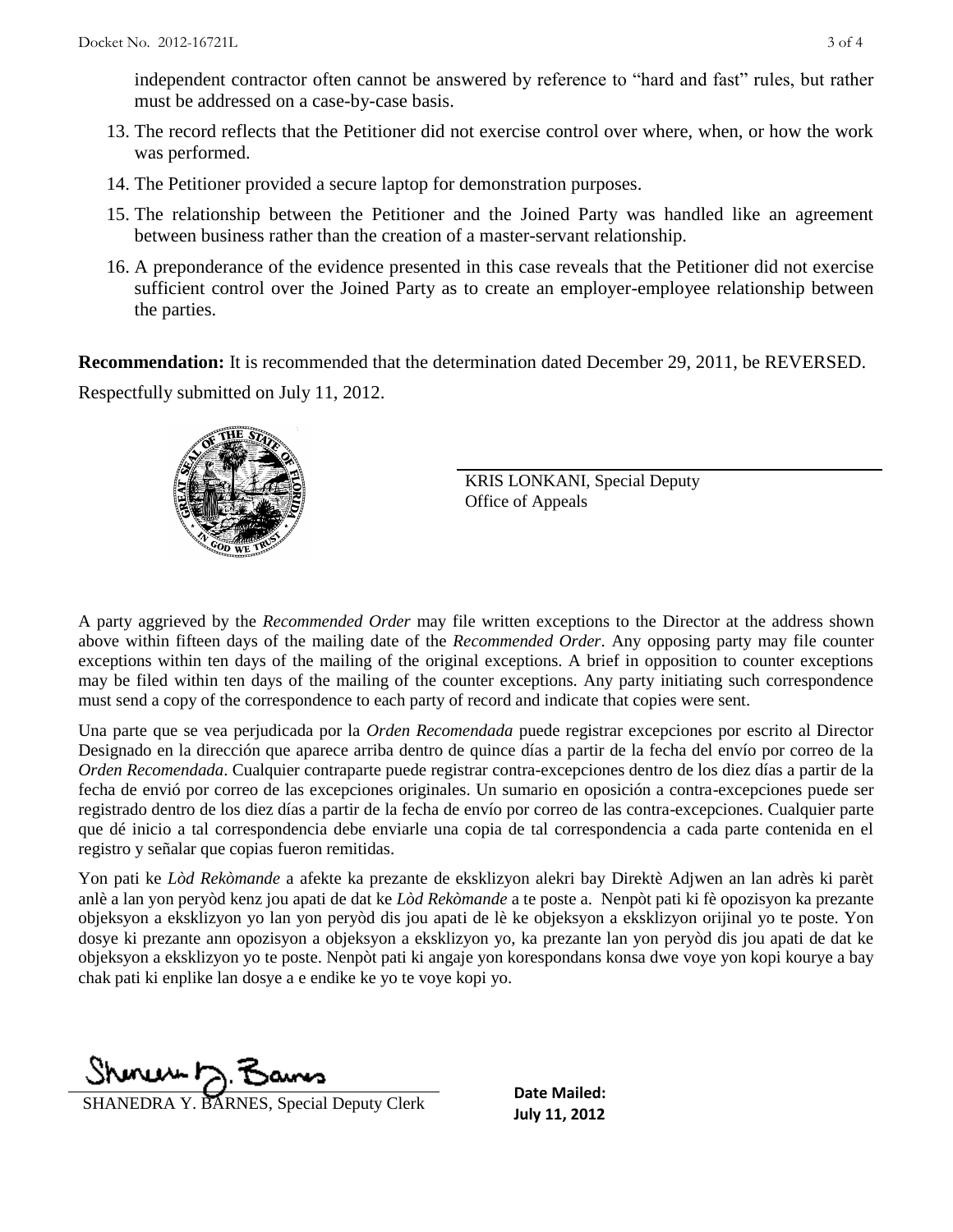independent contractor often cannot be answered by reference to "hard and fast" rules, but rather must be addressed on a case-by-case basis.

13. The record reflects that the Petitioner did not exercise control over where, when, or how the work was performed.
14. The Petitioner provided a secure laptop for demonstration purposes.
15. The relationship between the Petitioner and the Joined Party was handled like an agreement between business rather than the creation of a master-servant relationship.
16. A preponderance of the evidence presented in this case reveals that the Petitioner did not exercise sufficient control over the Joined Party as to create an employer-employee relationship between the parties.

**Recommendation:** It is recommended that the determination dated December 29, 2011, be REVERSED.

Respectfully submitted on July 11, 2012.

KRIS LONKANI, Special Deputy
Office of Appeals

A party aggrieved by the *Recommended Order* may file written exceptions to the Director at the address shown above within fifteen days of the mailing date of the *Recommended Order*. Any opposing party may file counter exceptions within ten days of the mailing of the original exceptions. A brief in opposition to counter exceptions may be filed within ten days of the mailing of the counter exceptions. Any party initiating such correspondence must send a copy of the correspondence to each party of record and indicate that copies were sent.

Una parte que se vea perjudicada por la *Orden Recomendada* puede registrar excepciones por escrito al Director Designado en la dirección que aparece arriba dentro de quince días a partir de la fecha del envío por correo de la *Orden Recomendada*. Cualquier contraparte puede registrar contra-excepciones dentro de los diez días a partir de la fecha de envió por correo de las excepciones originales. Un sumario en oposición a contra-excepciones puede ser registrado dentro de los diez días a partir de la fecha de envío por correo de las contra-excepciones. Cualquier parte que dé inicio a tal correspondencia debe enviarle una copia de tal correspondencia a cada parte contenida en el registro y señalar que copias fueron remitidas.

Yon pati ke *Lòd Rekòmande* a afekte ka prezante de eksklizyon alekri bay Direktè Adjwen an lan adrès ki parèt anlè a lan yon peryòd kenz jou apati de dat ke *Lòd Rekòmande* a te poste a. Nenpòt pati ki fè opozisyon ka prezante objeksyon a eksklizyon yo lan yon peryòd dis jou apati de lè ke objeksyon a eksklizyon orijinal yo te poste. Yon dosye ki prezante ann opozisyon a objeksyon a eksklizyon yo, ka prezante lan yon peryòd dis jou apati de dat ke objeksyon a eksklizyon yo te poste. Nenpòt pati ki angaje yon korespondans konsa dwe voye yon kopi kourye a bay chak pati ki enplike lan dosye a e endike ke yo te voye kopi yo.

SHANEDRA Y. BARNES, Special Deputy Clerk

**Date Mailed:**
**July 11, 2012**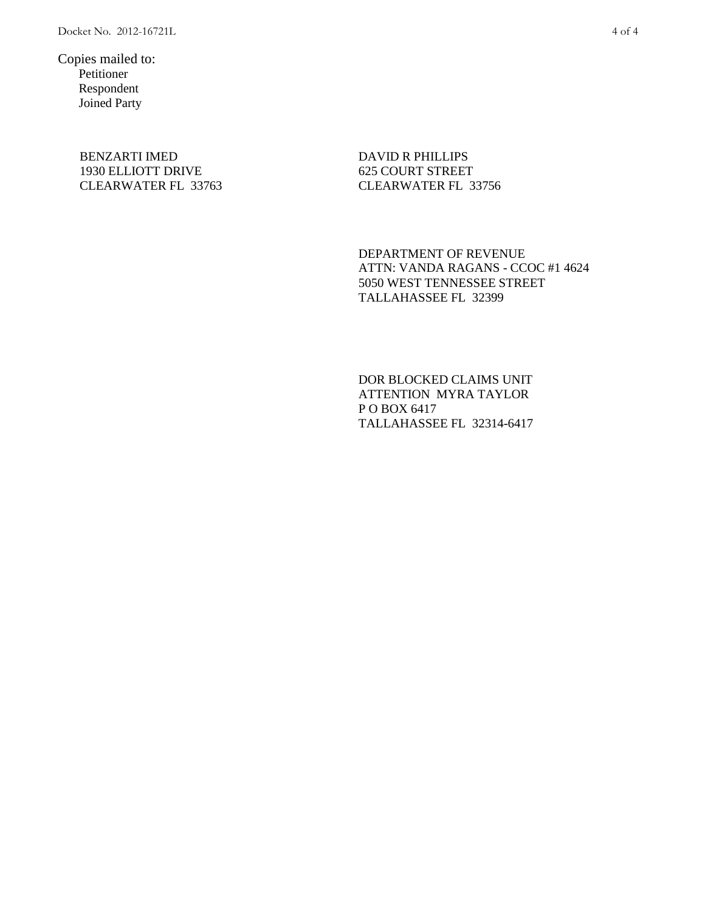Copies mailed to:
Petitioner
Respondent
Joined Party

BENZARTI IMED
1930 ELLIOTT DRIVE
CLEARWATER FL 33763

DAVID R PHILLIPS
625 COURT STREET
CLEARWATER FL 33756

DEPARTMENT OF REVENUE
ATTN: VANDA RAGANS - CCOC #1 4624
5050 WEST TENNESSEE STREET
TALLAHASSEE FL 32399

DOR BLOCKED CLAIMS UNIT
ATTENTION MYRA TAYLOR
P O BOX 6417
TALLAHASSEE FL 32314-6417